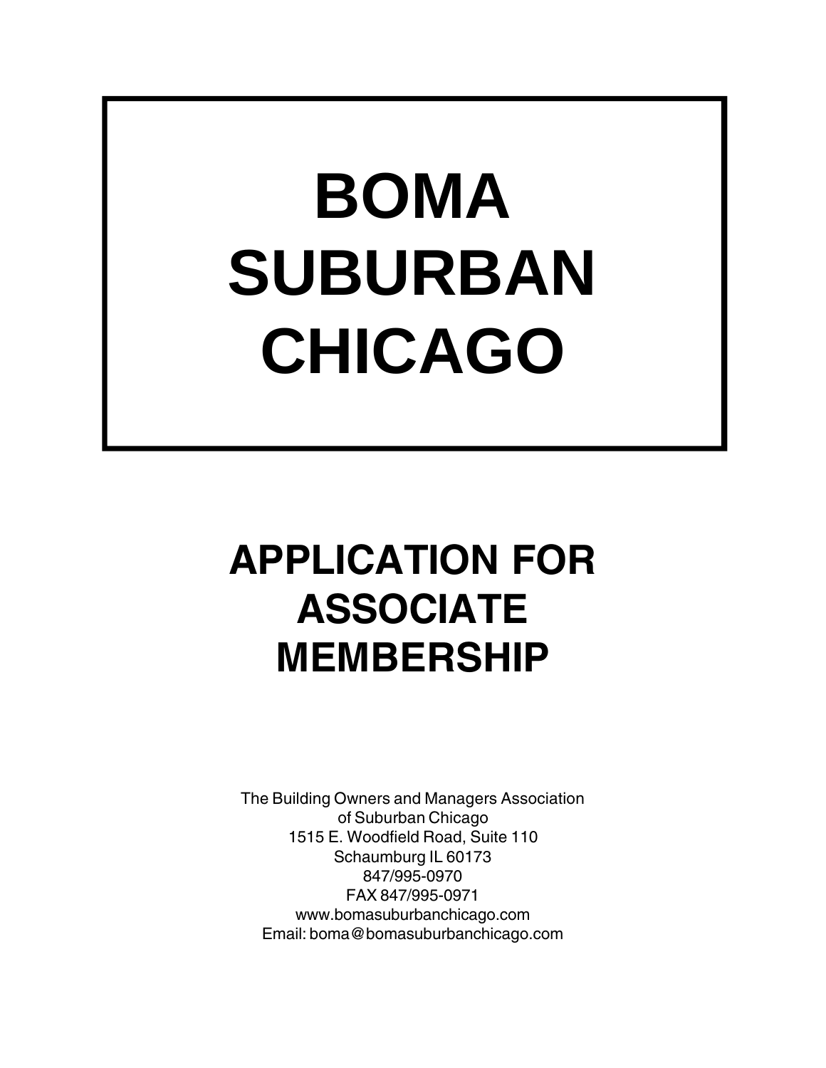# BOMA SUBURBAN CHICAGO

## APPLICATION FOR ASSOCIATE MEMBERSHIP

The Building Owners and Managers Association
of Suburban Chicago
1515 E. Woodfield Road, Suite 110
Schaumburg IL 60173
847/995-0970
FAX 847/995-0971
www.bomasuburbanchicago.com
Email: boma@bomasuburbanchicago.com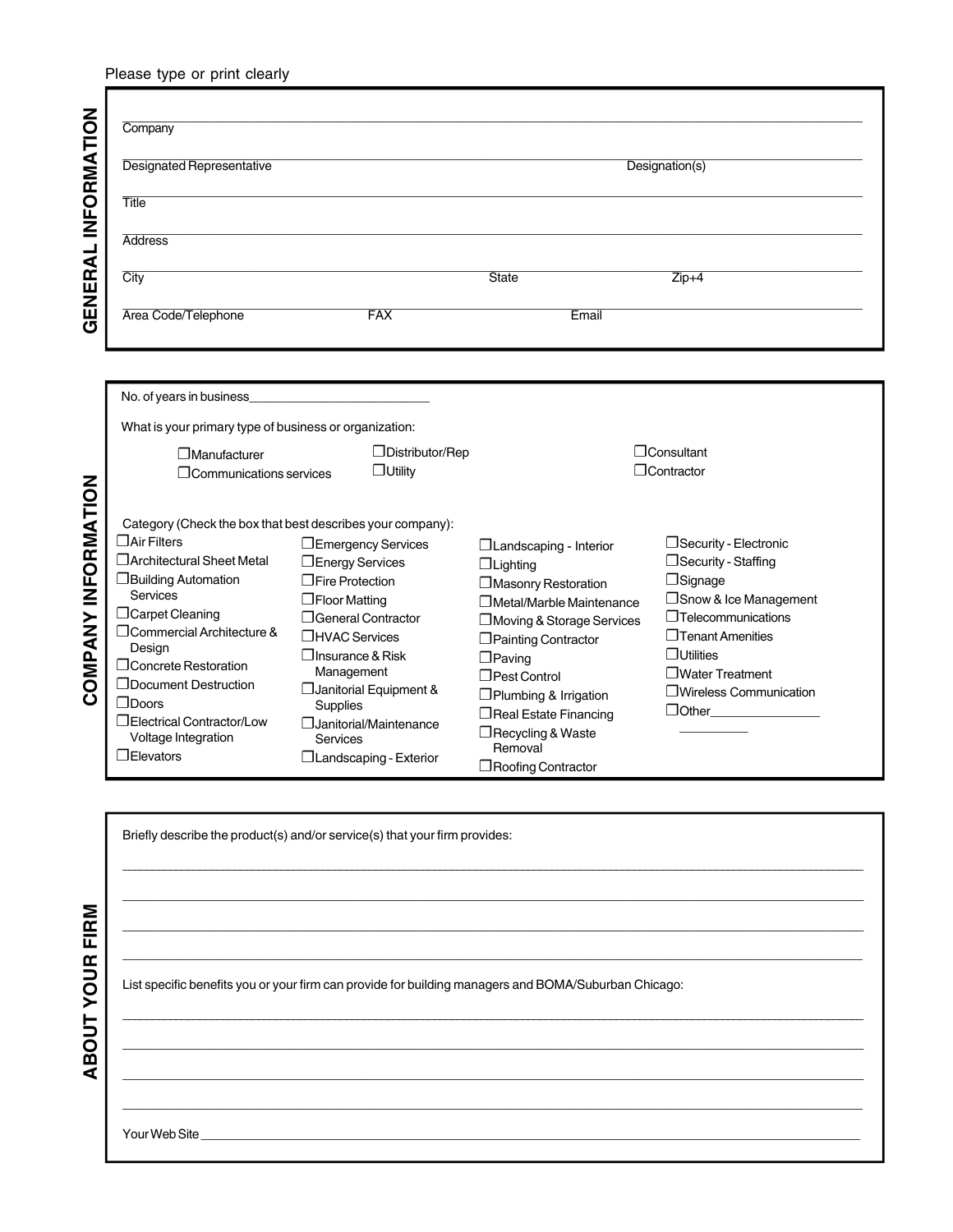Please type or print clearly

## GENERAL INFORMATION

Company ______________________________________________

Designated Representative ______________________ Designation(s) ______________

Title ______________________________________________

Address ______________________________________________

City ______________________ State ____________ Zip+4 ____________

Area Code/Telephone ____________ FAX ____________ Email ____________

## COMPANY INFORMATION

No. of years in business__________________________

What is your primary type of business or organization:

- ☐ Manufacturer
- ☐ Communications services
- ☐ Distributor/Rep
- ☐ Utility
- ☐ Consultant
- ☐ Contractor

Category (Check the box that best describes your company):

- ☐ Air Filters
- ☐ Architectural Sheet Metal
- ☐ Building Automation Services
- ☐ Carpet Cleaning
- ☐ Commercial Architecture & Design
- ☐ Concrete Restoration
- ☐ Document Destruction
- ☐ Doors
- ☐ Electrical Contractor/Low Voltage Integration
- ☐ Elevators
- ☐ Emergency Services
- ☐ Energy Services
- ☐ Fire Protection
- ☐ Floor Matting
- ☐ General Contractor
- ☐ HVAC Services
- ☐ Insurance & Risk Management
- ☐ Janitorial Equipment & Supplies
- ☐ Janitorial/Maintenance Services
- ☐ Landscaping - Exterior
- ☐ Landscaping - Interior
- ☐ Lighting
- ☐ Masonry Restoration
- ☐ Metal/Marble Maintenance
- ☐ Moving & Storage Services
- ☐ Painting Contractor
- ☐ Paving
- ☐ Pest Control
- ☐ Plumbing & Irrigation
- ☐ Real Estate Financing
- ☐ Recycling & Waste Removal
- ☐ Roofing Contractor
- ☐ Security - Electronic
- ☐ Security - Staffing
- ☐ Signage
- ☐ Snow & Ice Management
- ☐ Telecommunications
- ☐ Tenant Amenities
- ☐ Utilities
- ☐ Water Treatment
- ☐ Wireless Communication
- ☐ Other________________ __________

## ABOUT YOUR FIRM

Briefly describe the product(s) and/or service(s) that your firm provides:

______________________________________________

______________________________________________

______________________________________________

______________________________________________

List specific benefits you or your firm can provide for building managers and BOMA/Suburban Chicago:

______________________________________________

______________________________________________

______________________________________________

______________________________________________

Your Web Site ______________________________________________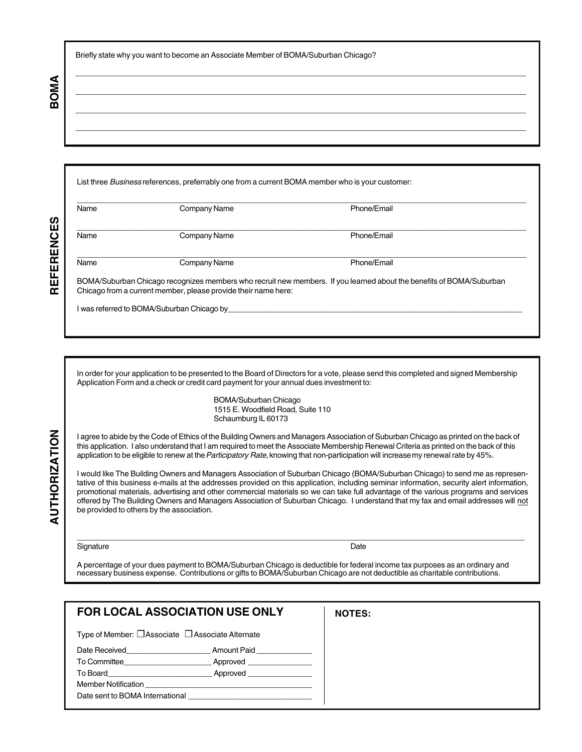## BOMA

Briefly state why you want to become an Associate Member of BOMA/Suburban Chicago?

\_\_\_\_\_\_\_\_\_\_\_\_\_\_\_\_\_\_\_\_\_\_\_\_\_\_\_\_\_\_\_\_\_\_\_\_\_\_\_\_\_\_\_\_\_\_\_\_\_\_\_\_\_\_\_\_\_\_\_\_\_\_\_\_\_\_\_\_\_\_\_\_\_\_\_\_

\_\_\_\_\_\_\_\_\_\_\_\_\_\_\_\_\_\_\_\_\_\_\_\_\_\_\_\_\_\_\_\_\_\_\_\_\_\_\_\_\_\_\_\_\_\_\_\_\_\_\_\_\_\_\_\_\_\_\_\_\_\_\_\_\_\_\_\_\_\_\_\_\_\_\_\_

\_\_\_\_\_\_\_\_\_\_\_\_\_\_\_\_\_\_\_\_\_\_\_\_\_\_\_\_\_\_\_\_\_\_\_\_\_\_\_\_\_\_\_\_\_\_\_\_\_\_\_\_\_\_\_\_\_\_\_\_\_\_\_\_\_\_\_\_\_\_\_\_\_\_\_\_

\_\_\_\_\_\_\_\_\_\_\_\_\_\_\_\_\_\_\_\_\_\_\_\_\_\_\_\_\_\_\_\_\_\_\_\_\_\_\_\_\_\_\_\_\_\_\_\_\_\_\_\_\_\_\_\_\_\_\_\_\_\_\_\_\_\_\_\_\_\_\_\_\_\_\_\_

## REFERENCES

List three *Business* references, preferrably one from a current BOMA member who is your customer:

| Name | Company Name | Phone/Email |
|---|---|---|
| | | |
| | | |
| | | |

BOMA/Suburban Chicago recognizes members who recruit new members. If you learned about the benefits of BOMA/Suburban Chicago from a current member, please provide their name here:

I was referred to BOMA/Suburban Chicago by\_\_\_\_\_\_\_\_\_\_\_\_\_\_\_\_\_\_\_\_\_\_\_\_\_\_\_\_\_\_\_\_\_\_\_\_\_\_\_\_\_\_\_\_

## AUTHORIZATION

In order for your application to be presented to the Board of Directors for a vote, please send this completed and signed Membership Application Form and a check or credit card payment for your annual dues investment to:

BOMA/Suburban Chicago
1515 E. Woodfield Road, Suite 110
Schaumburg IL 60173

I agree to abide by the Code of Ethics of the Building Owners and Managers Association of Suburban Chicago as printed on the back of this application. I also understand that I am required to meet the Associate Membership Renewal Criteria as printed on the back of this application to be eligible to renew at the *Participatory Rate,* knowing that non-participation will increase my renewal rate by 45%.

I would like The Building Owners and Managers Association of Suburban Chicago (BOMA/Suburban Chicago) to send me as representative of this business e-mails at the addresses provided on this application, including seminar information, security alert information, promotional materials, advertising and other commercial materials so we can take full advantage of the various programs and services offered by The Building Owners and Managers Association of Suburban Chicago. I understand that my fax and email addresses will <u>not</u> be provided to others by the association.

\_\_\_\_\_\_\_\_\_\_\_\_\_\_\_\_\_\_\_\_\_\_\_\_\_\_\_\_\_\_\_\_\_\_\_\_\_\_\_\_\_\_\_\_\_\_\_\_\_\_\_\_\_\_\_\_\_\_\_\_\_\_\_\_\_\_\_\_\_\_\_\_\_\_\_\_

Signature                                        Date

A percentage of your dues payment to BOMA/Suburban Chicago is deductible for federal income tax purposes as an ordinary and necessary business expense. Contributions or gifts to BOMA/Suburban Chicago are not deductible as charitable contributions.

## FOR LOCAL ASSOCIATION USE ONLY

Type of Member: ☐ Associate ☐ Associate Alternate

Date Received\_\_\_\_\_\_\_\_\_\_\_\_\_\_\_\_\_\_ Amount Paid \_\_\_\_\_\_\_\_\_\_\_\_

To Committee\_\_\_\_\_\_\_\_\_\_\_\_\_\_\_\_\_\_\_ Approved \_\_\_\_\_\_\_\_\_\_\_\_\_\_

To Board\_\_\_\_\_\_\_\_\_\_\_\_\_\_\_\_\_\_\_\_\_\_\_ Approved \_\_\_\_\_\_\_\_\_\_\_\_\_\_

Member Notification \_\_\_\_\_\_\_\_\_\_\_\_\_\_\_\_\_\_\_\_\_\_\_\_\_\_\_\_\_\_\_\_\_\_\_

Date sent to BOMA International \_\_\_\_\_\_\_\_\_\_\_\_\_\_\_\_\_\_\_\_\_\_\_\_\_\_\_

**NOTES:**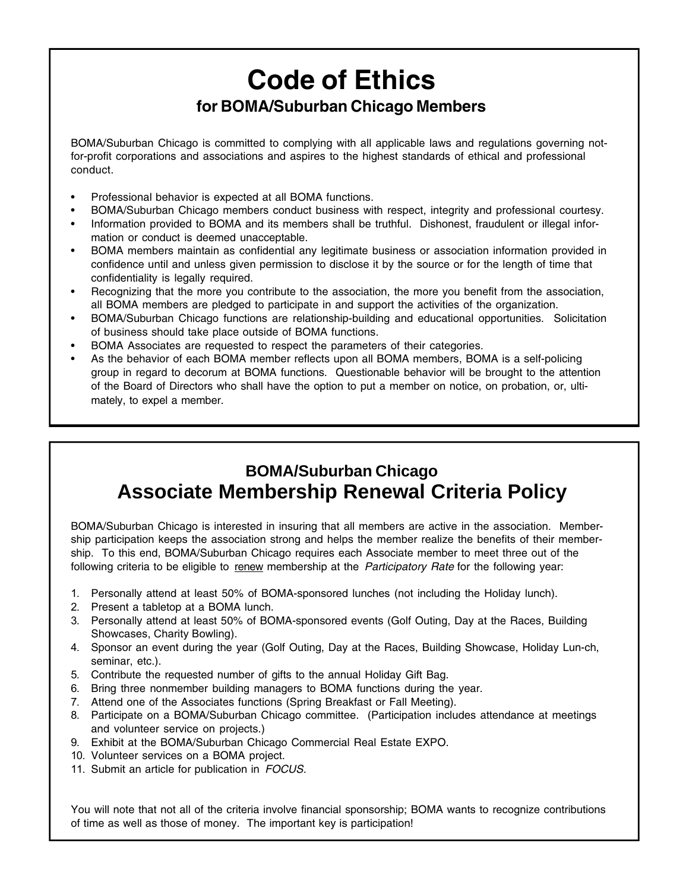# Code of Ethics

## for BOMA/Suburban Chicago Members

BOMA/Suburban Chicago is committed to complying with all applicable laws and regulations governing not-for-profit corporations and associations and aspires to the highest standards of ethical and professional conduct.

- Professional behavior is expected at all BOMA functions.
- BOMA/Suburban Chicago members conduct business with respect, integrity and professional courtesy.
- Information provided to BOMA and its members shall be truthful. Dishonest, fraudulent or illegal information or conduct is deemed unacceptable.
- BOMA members maintain as confidential any legitimate business or association information provided in confidence until and unless given permission to disclose it by the source or for the length of time that confidentiality is legally required.
- Recognizing that the more you contribute to the association, the more you benefit from the association, all BOMA members are pledged to participate in and support the activities of the organization.
- BOMA/Suburban Chicago functions are relationship-building and educational opportunities. Solicitation of business should take place outside of BOMA functions.
- BOMA Associates are requested to respect the parameters of their categories.
- As the behavior of each BOMA member reflects upon all BOMA members, BOMA is a self-policing group in regard to decorum at BOMA functions. Questionable behavior will be brought to the attention of the Board of Directors who shall have the option to put a member on notice, on probation, or, ultimately, to expel a member.

### BOMA/Suburban Chicago

# Associate Membership Renewal Criteria Policy

BOMA/Suburban Chicago is interested in insuring that all members are active in the association. Membership participation keeps the association strong and helps the member realize the benefits of their membership. To this end, BOMA/Suburban Chicago requires each Associate member to meet three out of the following criteria to be eligible to <u>renew</u> membership at the *Participatory Rate* for the following year:

1. Personally attend at least 50% of BOMA-sponsored lunches (not including the Holiday lunch).
2. Present a tabletop at a BOMA lunch.
3. Personally attend at least 50% of BOMA-sponsored events (Golf Outing, Day at the Races, Building Showcases, Charity Bowling).
4. Sponsor an event during the year (Golf Outing, Day at the Races, Building Showcase, Holiday Lun-ch, seminar, etc.).
5. Contribute the requested number of gifts to the annual Holiday Gift Bag.
6. Bring three nonmember building managers to BOMA functions during the year.
7. Attend one of the Associates functions (Spring Breakfast or Fall Meeting).
8. Participate on a BOMA/Suburban Chicago committee. (Participation includes attendance at meetings and volunteer service on projects.)
9. Exhibit at the BOMA/Suburban Chicago Commercial Real Estate EXPO.
10. Volunteer services on a BOMA project.
11. Submit an article for publication in *FOCUS.*

You will note that not all of the criteria involve financial sponsorship; BOMA wants to recognize contributions of time as well as those of money. The important key is participation!